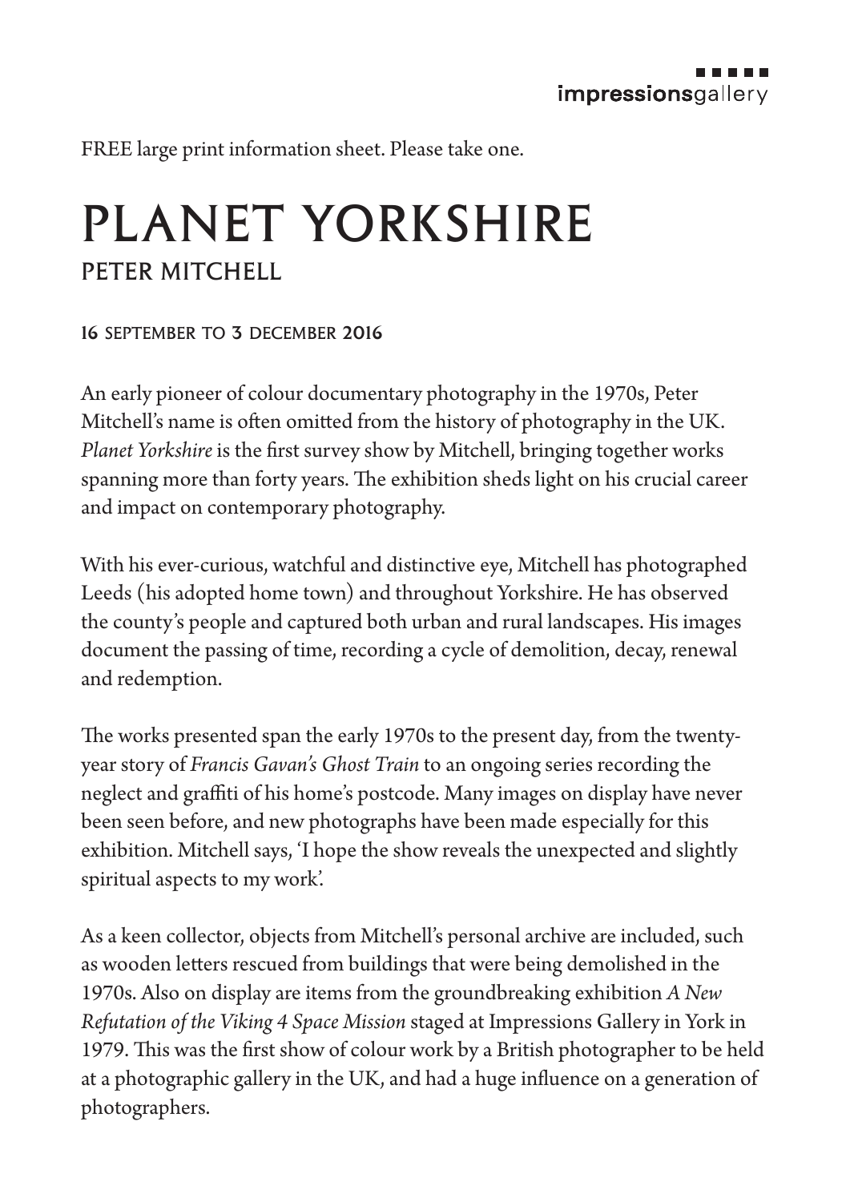impressionsgallery

FREE large print information sheet. Please take one.

# PLANET YORKSHIRE

## PETER MITCHELL

**16 SEPTEMBER TO 3 DECEMBER 2016**

An early pioneer of colour documentary photography in the 1970s, Peter Mitchell's name is often omitted from the history of photography in the UK. *Planet Yorkshire* is the first survey show by Mitchell, bringing together works spanning more than forty years. The exhibition sheds light on his crucial career and impact on contemporary photography.

With his ever-curious, watchful and distinctive eye, Mitchell has photographed Leeds (his adopted home town) and throughout Yorkshire. He has observed the county's people and captured both urban and rural landscapes. His images document the passing of time, recording a cycle of demolition, decay, renewal and redemption.

The works presented span the early 1970s to the present day, from the twenty-year story of *Francis Gavan's Ghost Train* to an ongoing series recording the neglect and graffiti of his home's postcode. Many images on display have never been seen before, and new photographs have been made especially for this exhibition. Mitchell says, 'I hope the show reveals the unexpected and slightly spiritual aspects to my work'.

As a keen collector, objects from Mitchell's personal archive are included, such as wooden letters rescued from buildings that were being demolished in the 1970s. Also on display are items from the groundbreaking exhibition *A New Refutation of the Viking 4 Space Mission* staged at Impressions Gallery in York in 1979. This was the first show of colour work by a British photographer to be held at a photographic gallery in the UK, and had a huge influence on a generation of photographers.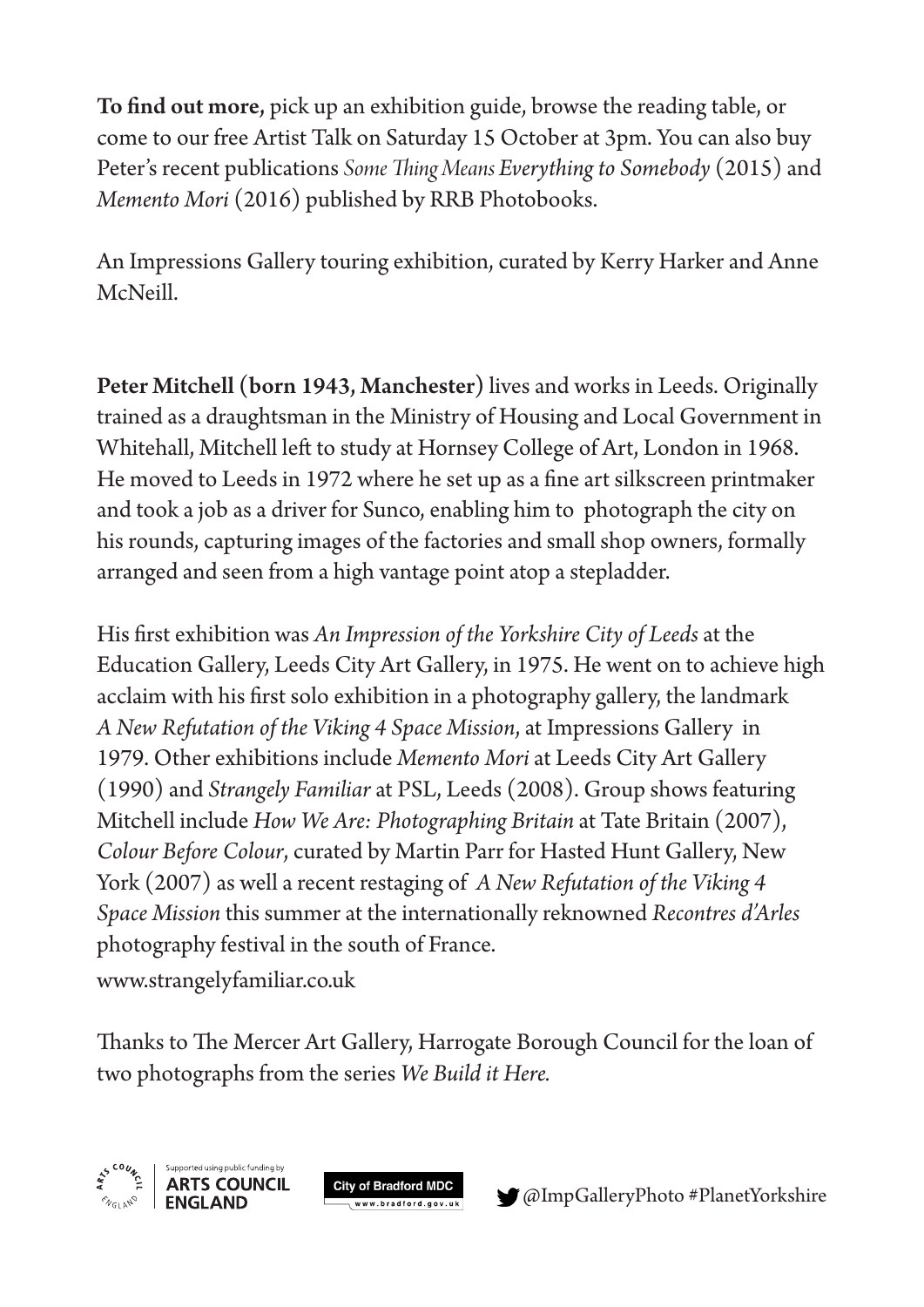**To find out more,** pick up an exhibition guide, browse the reading table, or come to our free Artist Talk on Saturday 15 October at 3pm. You can also buy Peter's recent publications *Some Thing Means Everything to Somebody* (2015) and *Memento Mori* (2016) published by RRB Photobooks.

An Impressions Gallery touring exhibition, curated by Kerry Harker and Anne McNeill.

**Peter Mitchell (born 1943, Manchester)** lives and works in Leeds. Originally trained as a draughtsman in the Ministry of Housing and Local Government in Whitehall, Mitchell left to study at Hornsey College of Art, London in 1968. He moved to Leeds in 1972 where he set up as a fine art silkscreen printmaker and took a job as a driver for Sunco, enabling him to photograph the city on his rounds, capturing images of the factories and small shop owners, formally arranged and seen from a high vantage point atop a stepladder.

His first exhibition was *An Impression of the Yorkshire City of Leeds* at the Education Gallery, Leeds City Art Gallery, in 1975. He went on to achieve high acclaim with his first solo exhibition in a photography gallery, the landmark *A New Refutation of the Viking 4 Space Mission*, at Impressions Gallery in 1979. Other exhibitions include *Memento Mori* at Leeds City Art Gallery (1990) and *Strangely Familiar* at PSL, Leeds (2008). Group shows featuring Mitchell include *How We Are: Photographing Britain* at Tate Britain (2007), *Colour Before Colour*, curated by Martin Parr for Hasted Hunt Gallery, New York (2007) as well a recent restaging of *A New Refutation of the Viking 4 Space Mission* this summer at the internationally reknowned *Recontres d'Arles* photography festival in the south of France.

www.strangelyfamiliar.co.uk

Thanks to The Mercer Art Gallery, Harrogate Borough Council for the loan of two photographs from the series *We Build it Here.*

Supported using public funding by ARTS COUNCIL ENGLAND

City of Bradford MDC www.bradford.gov.uk

@ImpGalleryPhoto #PlanetYorkshire